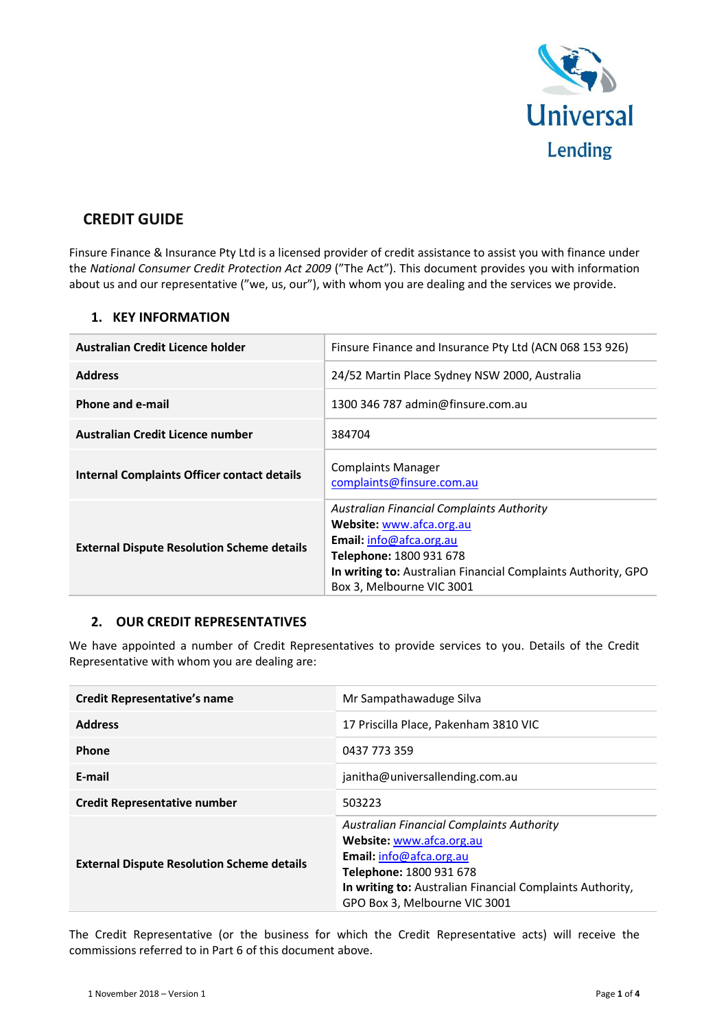Universal Lending

## CREDIT GUIDE

Finsure Finance & Insurance Pty Ltd is a licensed provider of credit assistance to assist you with finance under the *National Consumer Credit Protection Act 2009* ("The Act"). This document provides you with information about us and our representative ("we, us, our"), with whom you are dealing and the services we provide.

### 1. KEY INFORMATION

| | |
|---|---|
| **Australian Credit Licence holder** | Finsure Finance and Insurance Pty Ltd (ACN 068 153 926) |
| **Address** | 24/52 Martin Place Sydney NSW 2000, Australia |
| **Phone and e-mail** | 1300 346 787 admin@finsure.com.au |
| **Australian Credit Licence number** | 384704 |
| **Internal Complaints Officer contact details** | Complaints Manager<br>complaints@finsure.com.au |
| **External Dispute Resolution Scheme details** | *Australian Financial Complaints Authority*<br>**Website:** www.afca.org.au<br>**Email:** info@afca.org.au<br>**Telephone:** 1800 931 678<br>**In writing to:** Australian Financial Complaints Authority, GPO Box 3, Melbourne VIC 3001 |

### 2. OUR CREDIT REPRESENTATIVES

We have appointed a number of Credit Representatives to provide services to you. Details of the Credit Representative with whom you are dealing are:

| | |
|---|---|
| **Credit Representative's name** | Mr Sampathawaduge Silva |
| **Address** | 17 Priscilla Place, Pakenham 3810 VIC |
| **Phone** | 0437 773 359 |
| **E-mail** | janitha@universallending.com.au |
| **Credit Representative number** | 503223 |
| **External Dispute Resolution Scheme details** | *Australian Financial Complaints Authority*<br>**Website:** www.afca.org.au<br>**Email:** info@afca.org.au<br>**Telephone:** 1800 931 678<br>**In writing to:** Australian Financial Complaints Authority, GPO Box 3, Melbourne VIC 3001 |

The Credit Representative (or the business for which the Credit Representative acts) will receive the commissions referred to in Part 6 of this document above.

1 November 2018 – Version 1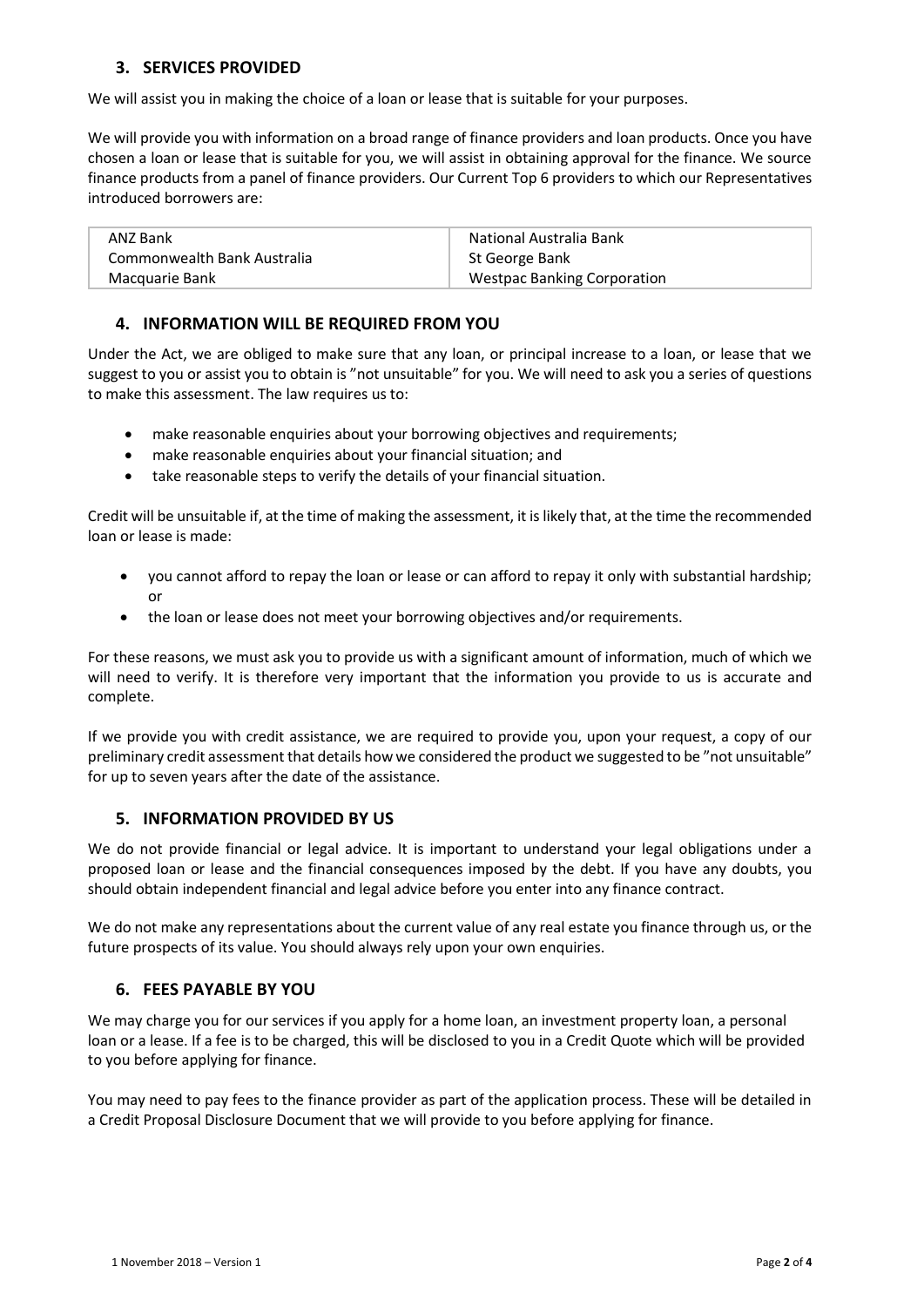## 3. SERVICES PROVIDED

We will assist you in making the choice of a loan or lease that is suitable for your purposes.

We will provide you with information on a broad range of finance providers and loan products. Once you have chosen a loan or lease that is suitable for you, we will assist in obtaining approval for the finance. We source finance products from a panel of finance providers. Our Current Top 6 providers to which our Representatives introduced borrowers are:

| | |
|---|---|
| ANZ Bank | National Australia Bank |
| Commonwealth Bank Australia | St George Bank |
| Macquarie Bank | Westpac Banking Corporation |

## 4. INFORMATION WILL BE REQUIRED FROM YOU

Under the Act, we are obliged to make sure that any loan, or principal increase to a loan, or lease that we suggest to you or assist you to obtain is "not unsuitable" for you. We will need to ask you a series of questions to make this assessment. The law requires us to:

- make reasonable enquiries about your borrowing objectives and requirements;
- make reasonable enquiries about your financial situation; and
- take reasonable steps to verify the details of your financial situation.

Credit will be unsuitable if, at the time of making the assessment, it is likely that, at the time the recommended loan or lease is made:

- you cannot afford to repay the loan or lease or can afford to repay it only with substantial hardship; or
- the loan or lease does not meet your borrowing objectives and/or requirements.

For these reasons, we must ask you to provide us with a significant amount of information, much of which we will need to verify. It is therefore very important that the information you provide to us is accurate and complete.

If we provide you with credit assistance, we are required to provide you, upon your request, a copy of our preliminary credit assessment that details how we considered the product we suggested to be "not unsuitable" for up to seven years after the date of the assistance.

## 5. INFORMATION PROVIDED BY US

We do not provide financial or legal advice. It is important to understand your legal obligations under a proposed loan or lease and the financial consequences imposed by the debt. If you have any doubts, you should obtain independent financial and legal advice before you enter into any finance contract.

We do not make any representations about the current value of any real estate you finance through us, or the future prospects of its value. You should always rely upon your own enquiries.

## 6. FEES PAYABLE BY YOU

We may charge you for our services if you apply for a home loan, an investment property loan, a personal loan or a lease. If a fee is to be charged, this will be disclosed to you in a Credit Quote which will be provided to you before applying for finance.

You may need to pay fees to the finance provider as part of the application process. These will be detailed in a Credit Proposal Disclosure Document that we will provide to you before applying for finance.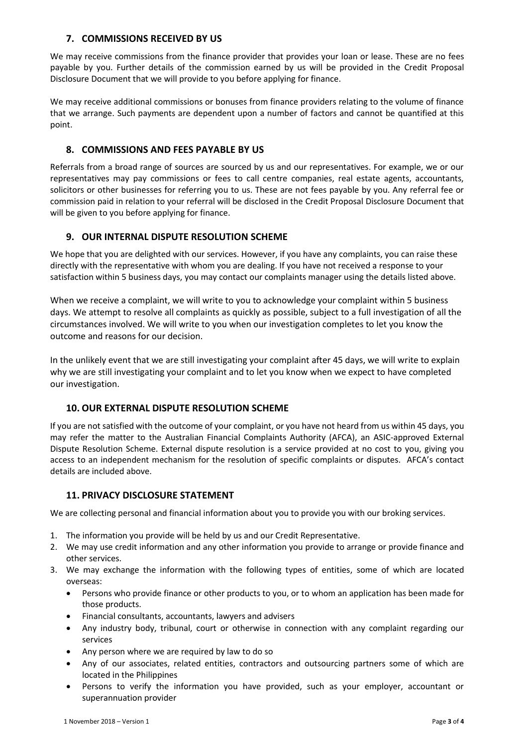## 7. COMMISSIONS RECEIVED BY US

We may receive commissions from the finance provider that provides your loan or lease. These are no fees payable by you. Further details of the commission earned by us will be provided in the Credit Proposal Disclosure Document that we will provide to you before applying for finance.

We may receive additional commissions or bonuses from finance providers relating to the volume of finance that we arrange. Such payments are dependent upon a number of factors and cannot be quantified at this point.

## 8. COMMISSIONS AND FEES PAYABLE BY US

Referrals from a broad range of sources are sourced by us and our representatives. For example, we or our representatives may pay commissions or fees to call centre companies, real estate agents, accountants, solicitors or other businesses for referring you to us. These are not fees payable by you. Any referral fee or commission paid in relation to your referral will be disclosed in the Credit Proposal Disclosure Document that will be given to you before applying for finance.

## 9. OUR INTERNAL DISPUTE RESOLUTION SCHEME

We hope that you are delighted with our services. However, if you have any complaints, you can raise these directly with the representative with whom you are dealing. If you have not received a response to your satisfaction within 5 business days, you may contact our complaints manager using the details listed above.

When we receive a complaint, we will write to you to acknowledge your complaint within 5 business days. We attempt to resolve all complaints as quickly as possible, subject to a full investigation of all the circumstances involved. We will write to you when our investigation completes to let you know the outcome and reasons for our decision.

In the unlikely event that we are still investigating your complaint after 45 days, we will write to explain why we are still investigating your complaint and to let you know when we expect to have completed our investigation.

## 10. OUR EXTERNAL DISPUTE RESOLUTION SCHEME

If you are not satisfied with the outcome of your complaint, or you have not heard from us within 45 days, you may refer the matter to the Australian Financial Complaints Authority (AFCA), an ASIC-approved External Dispute Resolution Scheme. External dispute resolution is a service provided at no cost to you, giving you access to an independent mechanism for the resolution of specific complaints or disputes. AFCA's contact details are included above.

## 11. PRIVACY DISCLOSURE STATEMENT

We are collecting personal and financial information about you to provide you with our broking services.

1. The information you provide will be held by us and our Credit Representative.
2. We may use credit information and any other information you provide to arrange or provide finance and other services.
3. We may exchange the information with the following types of entities, some of which are located overseas:
   - Persons who provide finance or other products to you, or to whom an application has been made for those products.
   - Financial consultants, accountants, lawyers and advisers
   - Any industry body, tribunal, court or otherwise in connection with any complaint regarding our services
   - Any person where we are required by law to do so
   - Any of our associates, related entities, contractors and outsourcing partners some of which are located in the Philippines
   - Persons to verify the information you have provided, such as your employer, accountant or superannuation provider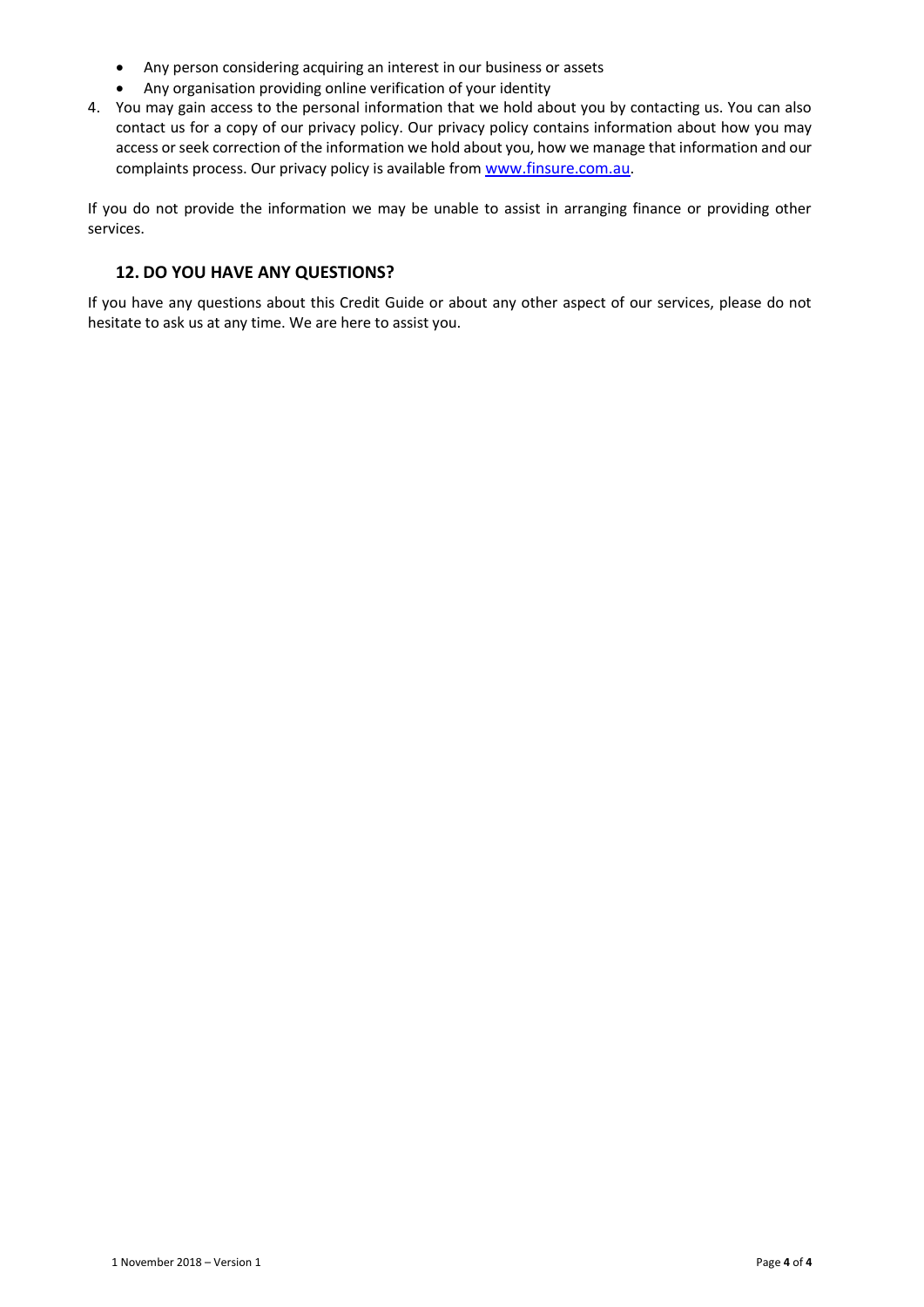- Any person considering acquiring an interest in our business or assets
- Any organisation providing online verification of your identity

4. You may gain access to the personal information that we hold about you by contacting us. You can also contact us for a copy of our privacy policy. Our privacy policy contains information about how you may access or seek correction of the information we hold about you, how we manage that information and our complaints process. Our privacy policy is available from [www.finsure.com.au](http://www.finsure.com.au).

If you do not provide the information we may be unable to assist in arranging finance or providing other services.

## 12. DO YOU HAVE ANY QUESTIONS?

If you have any questions about this Credit Guide or about any other aspect of our services, please do not hesitate to ask us at any time. We are here to assist you.

1 November 2018 – Version 1